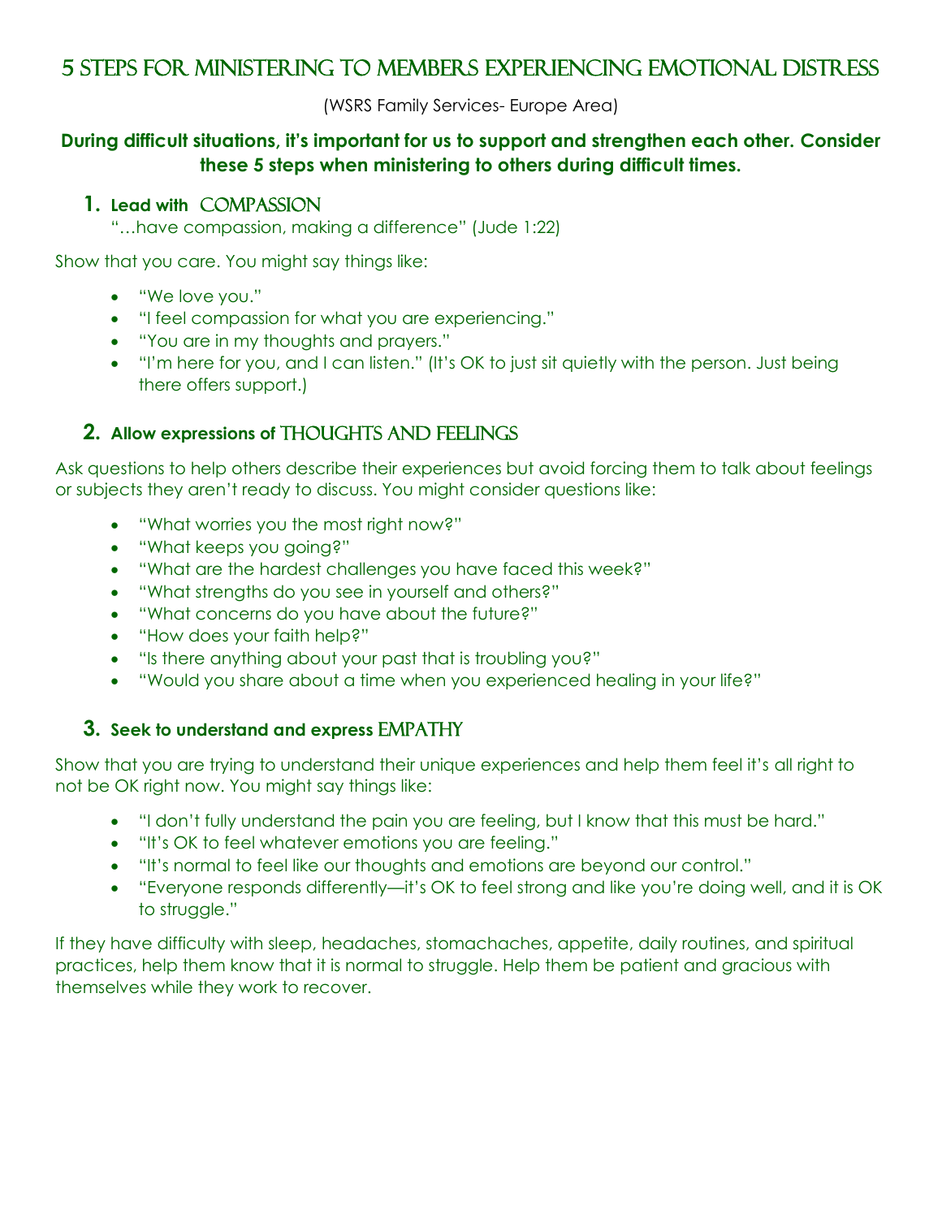# 5 Steps for Ministering to Members Experiencing Emotional Distress

(WSRS Family Services- Europe Area)

**During difficult situations, it's important for us to support and strengthen each other. Consider these 5 steps when ministering to others during difficult times.**

## 1. Lead with COMPASSION

"…have compassion, making a difference" (Jude 1:22)

Show that you care. You might say things like:

- "We love you."
- "I feel compassion for what you are experiencing."
- "You are in my thoughts and prayers."
- "I'm here for you, and I can listen." (It's OK to just sit quietly with the person. Just being there offers support.)

## 2. Allow expressions of THOUGHTS AND FEELINGS

Ask questions to help others describe their experiences but avoid forcing them to talk about feelings or subjects they aren't ready to discuss. You might consider questions like:

- "What worries you the most right now?"
- "What keeps you going?"
- "What are the hardest challenges you have faced this week?"
- "What strengths do you see in yourself and others?"
- "What concerns do you have about the future?"
- "How does your faith help?"
- "Is there anything about your past that is troubling you?"
- "Would you share about a time when you experienced healing in your life?"

## 3. Seek to understand and express EMPATHY

Show that you are trying to understand their unique experiences and help them feel it's all right to not be OK right now. You might say things like:

- "I don't fully understand the pain you are feeling, but I know that this must be hard."
- "It's OK to feel whatever emotions you are feeling."
- "It's normal to feel like our thoughts and emotions are beyond our control."
- "Everyone responds differently—it's OK to feel strong and like you're doing well, and it is OK to struggle."

If they have difficulty with sleep, headaches, stomachaches, appetite, daily routines, and spiritual practices, help them know that it is normal to struggle. Help them be patient and gracious with themselves while they work to recover.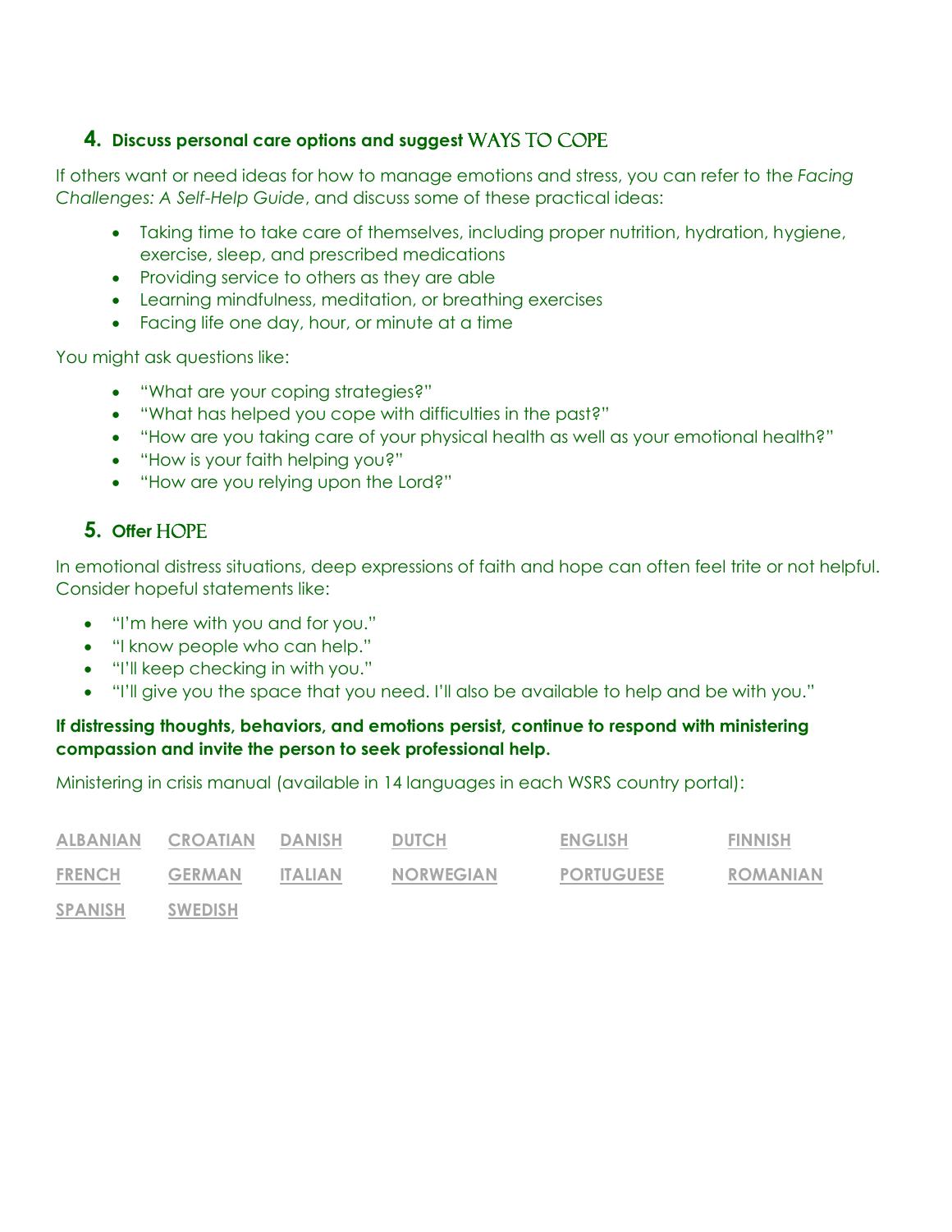## 4. Discuss personal care options and suggest WAYS TO COPE

If others want or need ideas for how to manage emotions and stress, you can refer to the *Facing Challenges: A Self-Help Guide*, and discuss some of these practical ideas:

- Taking time to take care of themselves, including proper nutrition, hydration, hygiene, exercise, sleep, and prescribed medications
- Providing service to others as they are able
- Learning mindfulness, meditation, or breathing exercises
- Facing life one day, hour, or minute at a time

You might ask questions like:

- "What are your coping strategies?"
- "What has helped you cope with difficulties in the past?"
- "How are you taking care of your physical health as well as your emotional health?"
- "How is your faith helping you?"
- "How are you relying upon the Lord?"

## 5. Offer HOPE

In emotional distress situations, deep expressions of faith and hope can often feel trite or not helpful. Consider hopeful statements like:

- "I'm here with you and for you."
- "I know people who can help."
- "I'll keep checking in with you."
- "I'll give you the space that you need. I'll also be available to help and be with you."

**If distressing thoughts, behaviors, and emotions persist, continue to respond with ministering compassion and invite the person to seek professional help.**

Ministering in crisis manual (available in 14 languages in each WSRS country portal):

| | | | | | |
|---|---|---|---|---|---|
| ALBANIAN | CROATIAN | DANISH | DUTCH | ENGLISH | FINNISH |
| FRENCH | GERMAN | ITALIAN | NORWEGIAN | PORTUGUESE | ROMANIAN |
| SPANISH | SWEDISH | | | | |